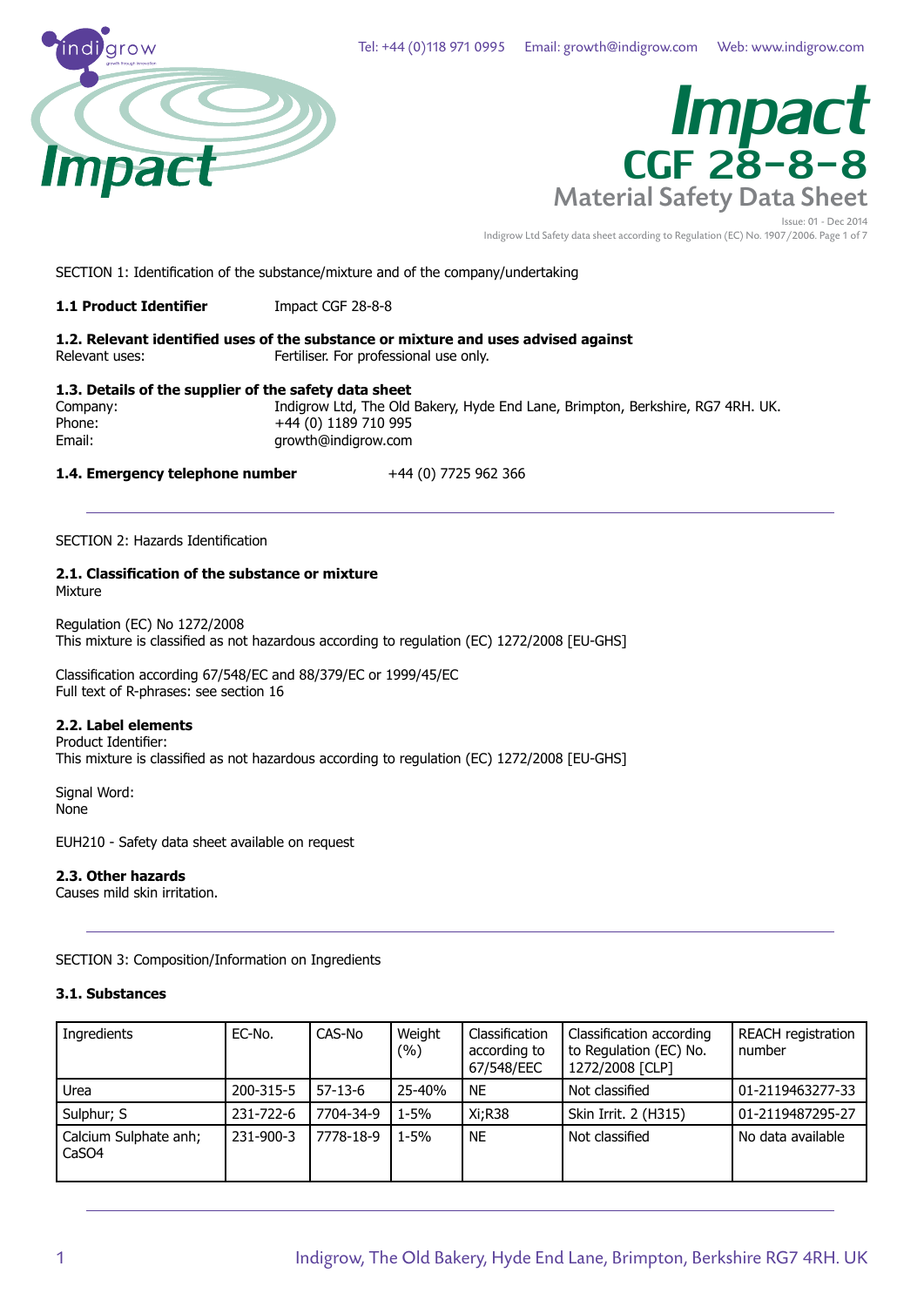Tel: +44 (0)118 971 0995 Email: growth@indigrow.com Web: www.indigrow.com

# Impact
## CGF 28-8-8
## Material Safety Data Sheet

Issue: 01 - Dec 2014
Indigrow Ltd Safety data sheet according to Regulation (EC) No. 1907/2006.

SECTION 1: Identification of the substance/mixture and of the company/undertaking

**1.1 Product Identifier** Impact CGF 28-8-8

**1.2. Relevant identified uses of the substance or mixture and uses advised against**
Relevant uses: Fertiliser. For professional use only.

**1.3. Details of the supplier of the safety data sheet**
Company: Indigrow Ltd, The Old Bakery, Hyde End Lane, Brimpton, Berkshire, RG7 4RH. UK.
Phone: +44 (0) 1189 710 995
Email: growth@indigrow.com

**1.4. Emergency telephone number** +44 (0) 7725 962 366

SECTION 2: Hazards Identification

**2.1. Classification of the substance or mixture**
Mixture

Regulation (EC) No 1272/2008
This mixture is classified as not hazardous according to regulation (EC) 1272/2008 [EU-GHS]

Classification according 67/548/EC and 88/379/EC or 1999/45/EC
Full text of R-phrases: see section 16

**2.2. Label elements**
Product Identifier:
This mixture is classified as not hazardous according to regulation (EC) 1272/2008 [EU-GHS]

Signal Word:
None

EUH210 - Safety data sheet available on request

**2.3. Other hazards**
Causes mild skin irritation.

SECTION 3: Composition/Information on Ingredients

**3.1. Substances**

| Ingredients | EC-No. | CAS-No | Weight (%) | Classification according to 67/548/EEC | Classification according to Regulation (EC) No. 1272/2008 [CLP] | REACH registration number |
|---|---|---|---|---|---|---|
| Urea | 200-315-5 | 57-13-6 | 25-40% | NE | Not classified | 01-2119463277-33 |
| Sulphur; S | 231-722-6 | 7704-34-9 | 1-5% | Xi;R38 | Skin Irrit. 2 (H315) | 01-2119487295-27 |
| Calcium Sulphate anh; $CaSO_4$ | 231-900-3 | 7778-18-9 | 1-5% | NE | Not classified | No data available |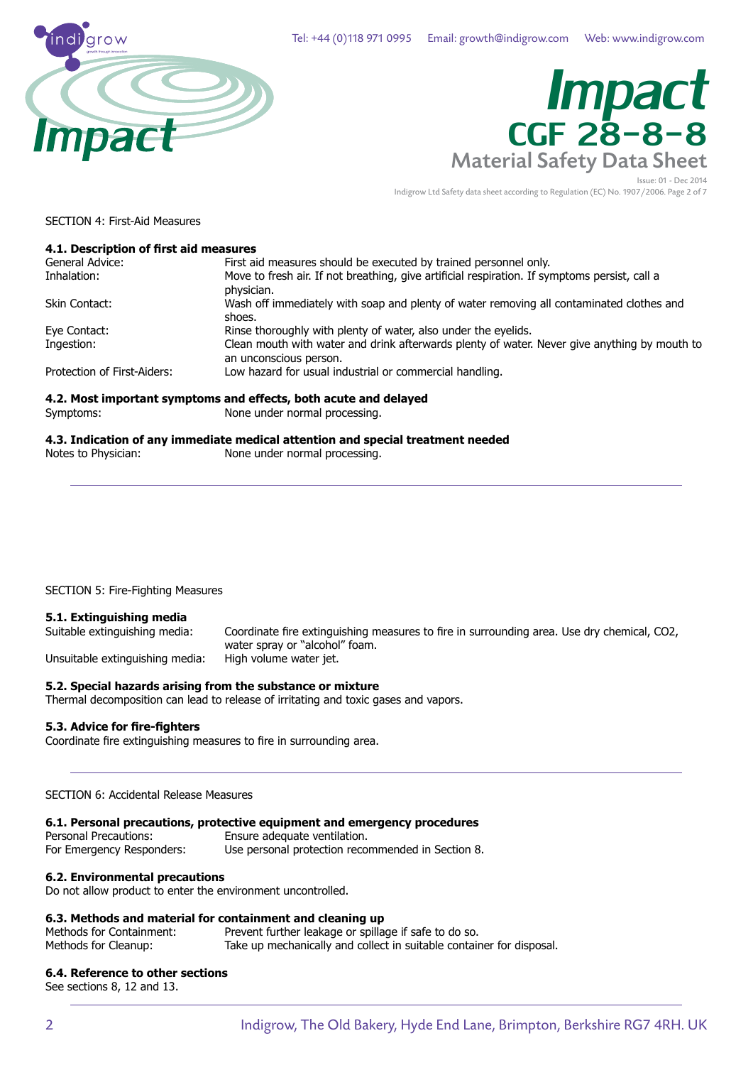SECTION 4: First-Aid Measures

### 4.1. Description of first aid measures

| | |
|---|---|
| General Advice: | First aid measures should be executed by trained personnel only. |
| Inhalation: | Move to fresh air. If not breathing, give artificial respiration. If symptoms persist, call a physician. |
| Skin Contact: | Wash off immediately with soap and plenty of water removing all contaminated clothes and shoes. |
| Eye Contact: | Rinse thoroughly with plenty of water, also under the eyelids. |
| Ingestion: | Clean mouth with water and drink afterwards plenty of water. Never give anything by mouth to an unconscious person. |
| Protection of First-Aiders: | Low hazard for usual industrial or commercial handling. |

### 4.2. Most important symptoms and effects, both acute and delayed

Symptoms: None under normal processing.

### 4.3. Indication of any immediate medical attention and special treatment needed

Notes to Physician: None under normal processing.

---

SECTION 5: Fire-Fighting Measures

### 5.1. Extinguishing media

| | |
|---|---|
| Suitable extinguishing media: | Coordinate fire extinguishing measures to fire in surrounding area. Use dry chemical, $CO_2$, water spray or "alcohol" foam. |
| Unsuitable extinguishing media: | High volume water jet. |

### 5.2. Special hazards arising from the substance or mixture

Thermal decomposition can lead to release of irritating and toxic gases and vapors.

### 5.3. Advice for fire-fighters

Coordinate fire extinguishing measures to fire in surrounding area.

---

SECTION 6: Accidental Release Measures

### 6.1. Personal precautions, protective equipment and emergency procedures

| | |
|---|---|
| Personal Precautions: | Ensure adequate ventilation. |
| For Emergency Responders: | Use personal protection recommended in Section 8. |

### 6.2. Environmental precautions

Do not allow product to enter the environment uncontrolled.

### 6.3. Methods and material for containment and cleaning up

| | |
|---|---|
| Methods for Containment: | Prevent further leakage or spillage if safe to do so. |
| Methods for Cleanup: | Take up mechanically and collect in suitable container for disposal. |

### 6.4. Reference to other sections

See sections 8, 12 and 13.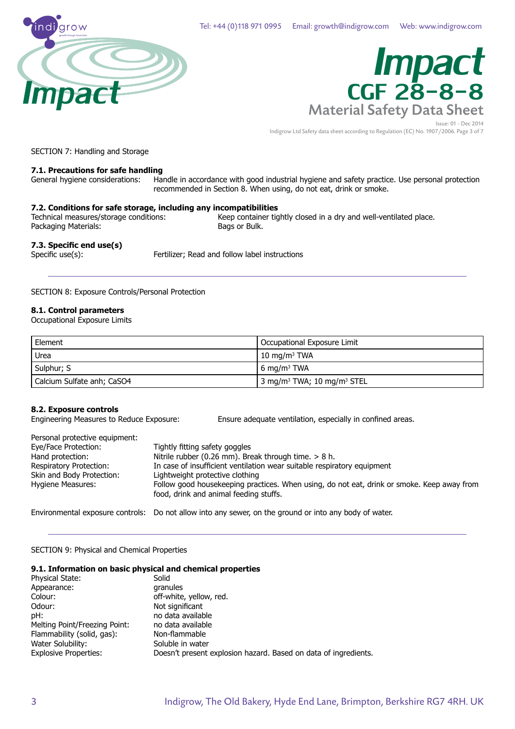SECTION 7: Handling and Storage

### 7.1. Precautions for safe handling

General hygiene considerations: Handle in accordance with good industrial hygiene and safety practice. Use personal protection recommended in Section 8. When using, do not eat, drink or smoke.

### 7.2. Conditions for safe storage, including any incompatibilities

Technical measures/storage conditions: Keep container tightly closed in a dry and well-ventilated place.
Packaging Materials: Bags or Bulk.

### 7.3. Specific end use(s)

Specific use(s): Fertilizer; Read and follow label instructions

---

SECTION 8: Exposure Controls/Personal Protection

### 8.1. Control parameters

Occupational Exposure Limits

| Element | Occupational Exposure Limit |
|---|---|
| Urea | 10 mg/m$^3$ TWA |
| Sulphur; S | 6 mg/m$^3$ TWA |
| Calcium Sulfate anh; $CaSO_4$ | 3 mg/m$^3$ TWA; 10 mg/m$^3$ STEL |

### 8.2. Exposure controls

Engineering Measures to Reduce Exposure: Ensure adequate ventilation, especially in confined areas.

Personal protective equipment:
Eye/Face Protection: Tightly fitting safety goggles
Hand protection: Nitrile rubber (0.26 mm). Break through time. > 8 h.
Respiratory Protection: In case of insufficient ventilation wear suitable respiratory equipment
Skin and Body Protection: Lightweight protective clothing
Hygiene Measures: Follow good housekeeping practices. When using, do not eat, drink or smoke. Keep away from food, drink and animal feeding stuffs.

Environmental exposure controls: Do not allow into any sewer, on the ground or into any body of water.

---

SECTION 9: Physical and Chemical Properties

### 9.1. Information on basic physical and chemical properties

Physical State: Solid
Appearance: granules
Colour: off-white, yellow, red.
Odour: Not significant
pH: no data available
Melting Point/Freezing Point: no data available
Flammability (solid, gas): Non-flammable
Water Solubility: Soluble in water
Explosive Properties: Doesn't present explosion hazard. Based on data of ingredients.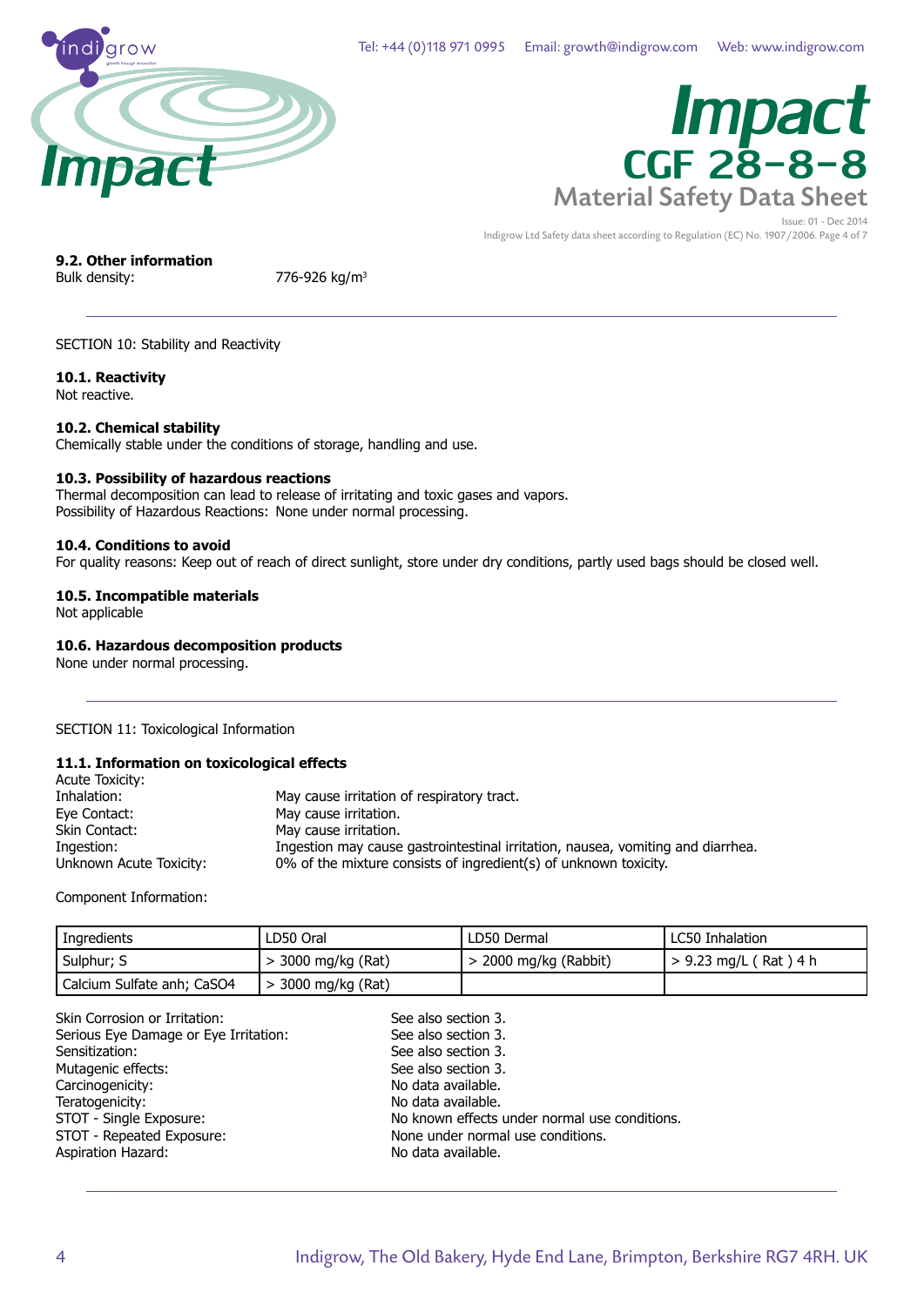### 9.2. Other information

Bulk density: 776-926 kg/m$^3$

---

## SECTION 10: Stability and Reactivity

### 10.1. Reactivity

Not reactive.

### 10.2. Chemical stability

Chemically stable under the conditions of storage, handling and use.

### 10.3. Possibility of hazardous reactions

Thermal decomposition can lead to release of irritating and toxic gases and vapors.
Possibility of Hazardous Reactions: None under normal processing.

### 10.4. Conditions to avoid

For quality reasons: Keep out of reach of direct sunlight, store under dry conditions, partly used bags should be closed well.

### 10.5. Incompatible materials

Not applicable

### 10.6. Hazardous decomposition products

None under normal processing.

---

## SECTION 11: Toxicological Information

### 11.1. Information on toxicological effects

Acute Toxicity:

Inhalation: May cause irritation of respiratory tract.
Eye Contact: May cause irritation.
Skin Contact: May cause irritation.
Ingestion: Ingestion may cause gastrointestinal irritation, nausea, vomiting and diarrhea.
Unknown Acute Toxicity: 0% of the mixture consists of ingredient(s) of unknown toxicity.

Component Information:

| Ingredients | LD50 Oral | LD50 Dermal | LC50 Inhalation |
|---|---|---|---|
| Sulphur; S | > 3000 mg/kg (Rat) | > 2000 mg/kg (Rabbit) | > 9.23 mg/L ( Rat ) 4 h |
| Calcium Sulfate anh; $CaSO_4$ | > 3000 mg/kg (Rat) | | |

Skin Corrosion or Irritation: See also section 3.
Serious Eye Damage or Eye Irritation: See also section 3.
Sensitization: See also section 3.
Mutagenic effects: See also section 3.
Carcinogenicity: No data available.
Teratogenicity: No data available.
STOT - Single Exposure: No known effects under normal use conditions.
STOT - Repeated Exposure: None under normal use conditions.
Aspiration Hazard: No data available.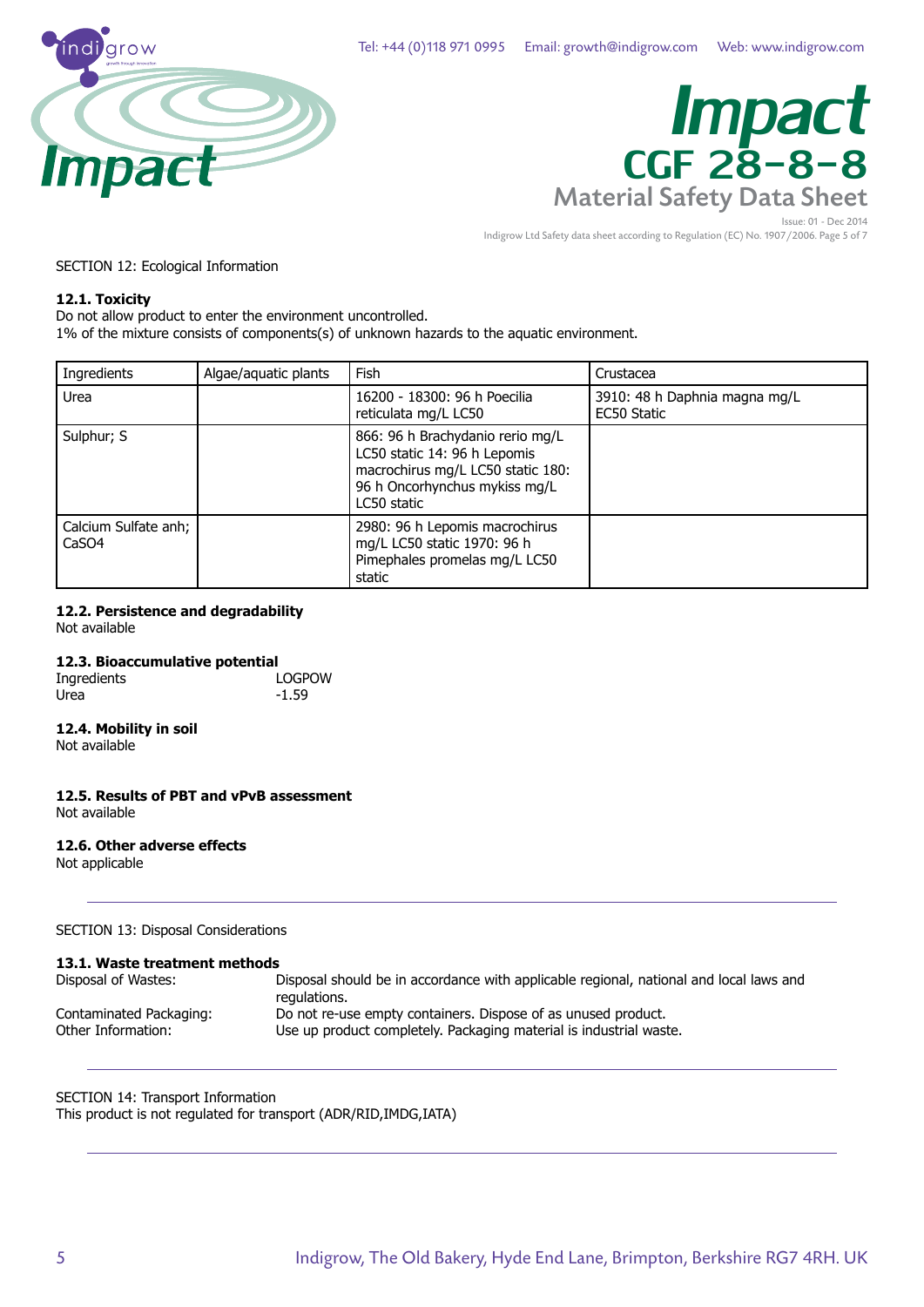SECTION 12: Ecological Information

**12.1. Toxicity**
Do not allow product to enter the environment uncontrolled.
1% of the mixture consists of components(s) of unknown hazards to the aquatic environment.

| Ingredients | Algae/aquatic plants | Fish | Crustacea |
|---|---|---|---|
| Urea | | 16200 - 18300: 96 h Poecilia reticulata mg/L LC50 | 3910: 48 h Daphnia magna mg/L EC50 Static |
| Sulphur; S | | 866: 96 h Brachydanio rerio mg/L LC50 static 14: 96 h Lepomis macrochirus mg/L LC50 static 180: 96 h Oncorhynchus mykiss mg/L LC50 static | |
| Calcium Sulfate anh; $CaSO_4$ | | 2980: 96 h Lepomis macrochirus mg/L LC50 static 1970: 96 h Pimephales promelas mg/L LC50 static | |

**12.2. Persistence and degradability**
Not available

**12.3. Bioaccumulative potential**

| Ingredients | LOGPOW |
|---|---|
| Urea | -1.59 |

**12.4. Mobility in soil**
Not available

**12.5. Results of PBT and vPvB assessment**
Not available

**12.6. Other adverse effects**
Not applicable

---

SECTION 13: Disposal Considerations

**13.1. Waste treatment methods**

| | |
|---|---|
| Disposal of Wastes: | Disposal should be in accordance with applicable regional, national and local laws and regulations. |
| Contaminated Packaging: | Do not re-use empty containers. Dispose of as unused product. |
| Other Information: | Use up product completely. Packaging material is industrial waste. |

---

SECTION 14: Transport Information
This product is not regulated for transport (ADR/RID,IMDG,IATA)

---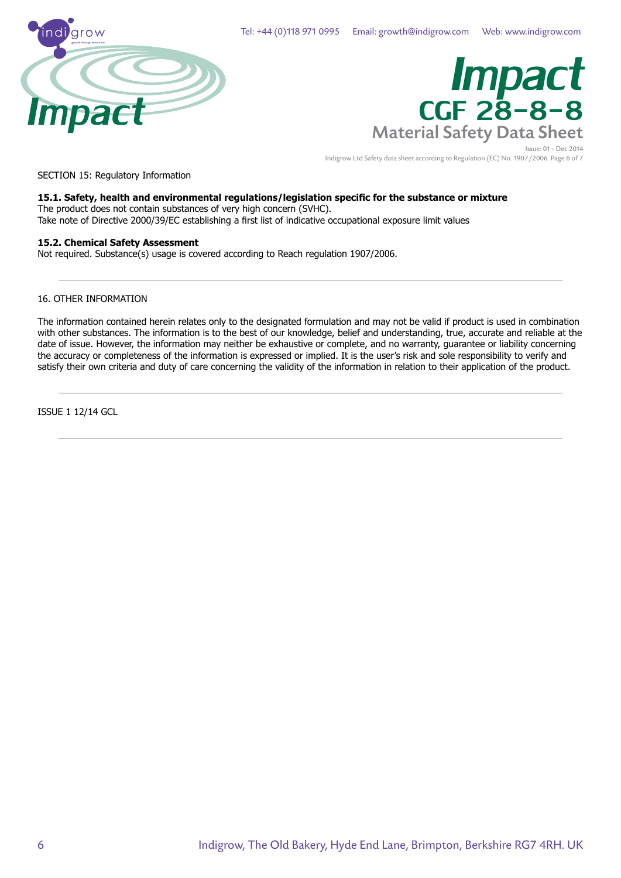SECTION 15: Regulatory Information

**15.1. Safety, health and environmental regulations/legislation specific for the substance or mixture**
The product does not contain substances of very high concern (SVHC).
Take note of Directive 2000/39/EC establishing a first list of indicative occupational exposure limit values

**15.2. Chemical Safety Assessment**
Not required. Substance(s) usage is covered according to Reach regulation 1907/2006.

---

16. OTHER INFORMATION

The information contained herein relates only to the designated formulation and may not be valid if product is used in combination with other substances. The information is to the best of our knowledge, belief and understanding, true, accurate and reliable at the date of issue. However, the information may neither be exhaustive or complete, and no warranty, guarantee or liability concerning the accuracy or completeness of the information is expressed or implied. It is the user's risk and sole responsibility to verify and satisfy their own criteria and duty of care concerning the validity of the information in relation to their application of the product.

---

ISSUE 1 12/14 GCL

---